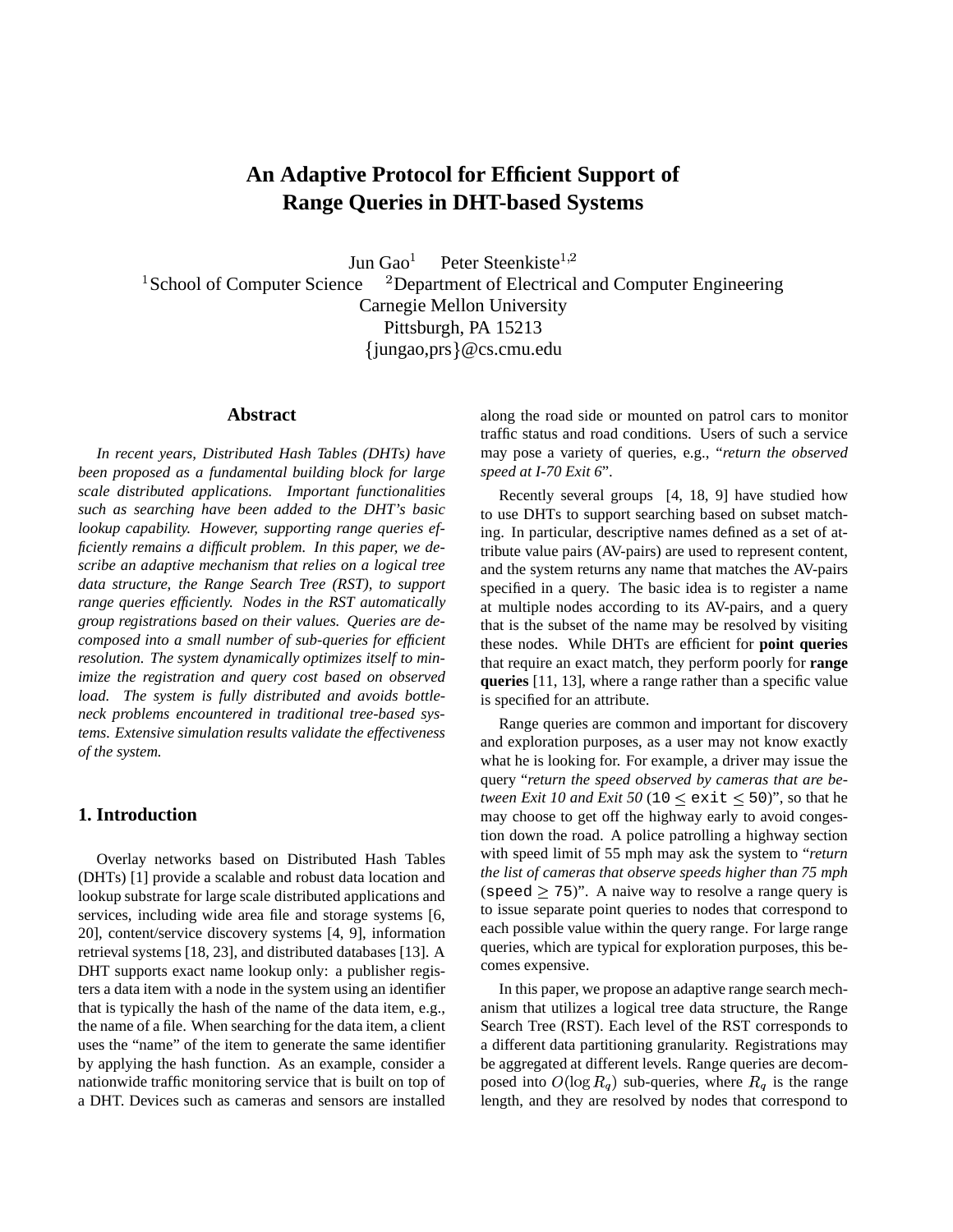# An Adaptive Protocol for Efficient Support of Range Queries in DHT-based Systems

Jun Gao[1]     Peter Steenkiste[1,2]

[1]School of Computer Science     [2]Department of Electrical and Computer Engineering

Carnegie Mellon University

Pittsburgh, PA 15213

{jungao,prs}@cs.cmu.edu

## Abstract

*In recent years, Distributed Hash Tables (DHTs) have been proposed as a fundamental building block for large scale distributed applications. Important functionalities such as searching have been added to the DHT's basic lookup capability. However, supporting range queries efficiently remains a difficult problem. In this paper, we describe an adaptive mechanism that relies on a logical tree data structure, the Range Search Tree (RST), to support range queries efficiently. Nodes in the RST automatically group registrations based on their values. Queries are decomposed into a small number of sub-queries for efficient resolution. The system dynamically optimizes itself to minimize the registration and query cost based on observed load. The system is fully distributed and avoids bottleneck problems encountered in traditional tree-based systems. Extensive simulation results validate the effectiveness of the system.*

## 1. Introduction

Overlay networks based on Distributed Hash Tables (DHTs) [1] provide a scalable and robust data location and lookup substrate for large scale distributed applications and services, including wide area file and storage systems [6, 20], content/service discovery systems [4, 9], information retrieval systems [18, 23], and distributed databases [13]. A DHT supports exact name lookup only: a publisher registers a data item with a node in the system using an identifier that is typically the hash of the name of the data item, e.g., the name of a file. When searching for the data item, a client uses the "name" of the item to generate the same identifier by applying the hash function. As an example, consider a nationwide traffic monitoring service that is built on top of a DHT. Devices such as cameras and sensors are installed along the road side or mounted on patrol cars to monitor traffic status and road conditions. Users of such a service may pose a variety of queries, e.g., "*return the observed speed at I-70 Exit 6*".

Recently several groups [4, 18, 9] have studied how to use DHTs to support searching based on subset matching. In particular, descriptive names defined as a set of attribute value pairs (AV-pairs) are used to represent content, and the system returns any name that matches the AV-pairs specified in a query. The basic idea is to register a name at multiple nodes according to its AV-pairs, and a query that is the subset of the name may be resolved by visiting these nodes. While DHTs are efficient for **point queries** that require an exact match, they perform poorly for **range queries** [11, 13], where a range rather than a specific value is specified for an attribute.

Range queries are common and important for discovery and exploration purposes, as a user may not know exactly what he is looking for. For example, a driver may issue the query "*return the speed observed by cameras that are between Exit 10 and Exit 50* (`10` $\leq$ `exit` $\leq$ `50`)", so that he may choose to get off the highway early to avoid congestion down the road. A police patrolling a highway section with speed limit of 55 mph may ask the system to "*return the list of cameras that observe speeds higher than 75 mph* (`speed` $\geq$ `75`)". A naive way to resolve a range query is to issue separate point queries to nodes that correspond to each possible value within the query range. For large range queries, which are typical for exploration purposes, this becomes expensive.

In this paper, we propose an adaptive range search mechanism that utilizes a logical tree data structure, the Range Search Tree (RST). Each level of the RST corresponds to a different data partitioning granularity. Registrations may be aggregated at different levels. Range queries are decomposed into $O(\log R_q)$ sub-queries, where $R_q$ is the range length, and they are resolved by nodes that correspond to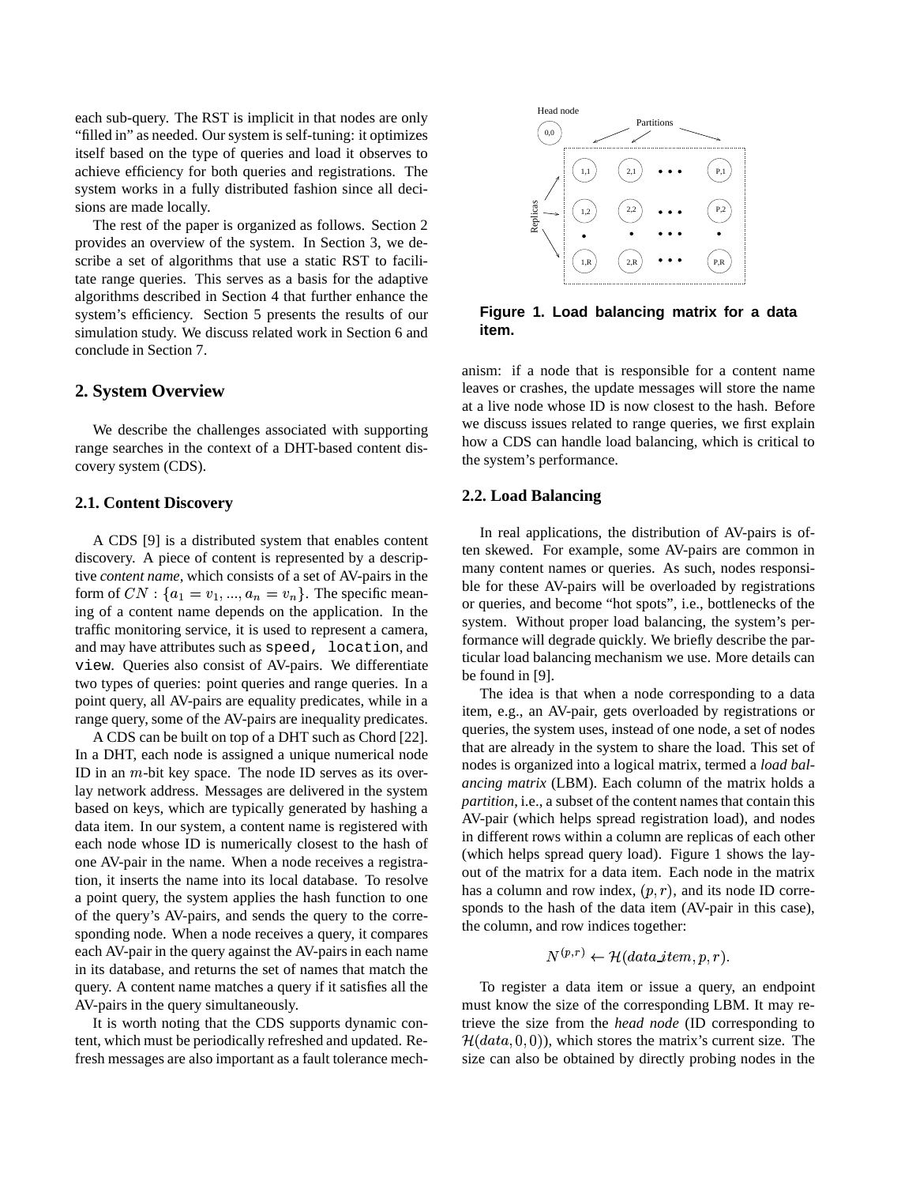each sub-query. The RST is implicit in that nodes are only “filled in” as needed. Our system is self-tuning: it optimizes itself based on the type of queries and load it observes to achieve efficiency for both queries and registrations. The system works in a fully distributed fashion since all decisions are made locally.

The rest of the paper is organized as follows. Section 2 provides an overview of the system. In Section 3, we describe a set of algorithms that use a static RST to facilitate range queries. This serves as a basis for the adaptive algorithms described in Section 4 that further enhance the system's efficiency. Section 5 presents the results of our simulation study. We discuss related work in Section 6 and conclude in Section 7.

## 2. System Overview

We describe the challenges associated with supporting range searches in the context of a DHT-based content discovery system (CDS).

### 2.1. Content Discovery

A CDS [9] is a distributed system that enables content discovery. A piece of content is represented by a descriptive *content name*, which consists of a set of AV-pairs in the form of $CN : \{a_1 = v_1, ..., a_n = v_n\}$. The specific meaning of a content name depends on the application. In the traffic monitoring service, it is used to represent a camera, and may have attributes such as `speed`, `location`, and `view`. Queries also consist of AV-pairs. We differentiate two types of queries: point queries and range queries. In a point query, all AV-pairs are equality predicates, while in a range query, some of the AV-pairs are inequality predicates.

A CDS can be built on top of a DHT such as Chord [22]. In a DHT, each node is assigned a unique numerical node ID in an $m$-bit key space. The node ID serves as its overlay network address. Messages are delivered in the system based on keys, which are typically generated by hashing a data item. In our system, a content name is registered with each node whose ID is numerically closest to the hash of one AV-pair in the name. When a node receives a registration, it inserts the name into its local database. To resolve a point query, the system applies the hash function to one of the query's AV-pairs, and sends the query to the corresponding node. When a node receives a query, it compares each AV-pair in the query against the AV-pairs in each name in its database, and returns the set of names that match the query. A content name matches a query if it satisfies all the AV-pairs in the query simultaneously.

It is worth noting that the CDS supports dynamic content, which must be periodically refreshed and updated. Refresh messages are also important as a fault tolerance mechanism: if a node that is responsible for a content name leaves or crashes, the update messages will store the name at a live node whose ID is now closest to the hash. Before we discuss issues related to range queries, we first explain how a CDS can handle load balancing, which is critical to the system's performance.

Head node
0,0
Partitions
Replicas
1,1 2,1 • • • P,1
1,2 2,2 • • • P,2
1,R 2,R • • • P,R

**Figure 1. Load balancing matrix for a data item.**

### 2.2. Load Balancing

In real applications, the distribution of AV-pairs is often skewed. For example, some AV-pairs are common in many content names or queries. As such, nodes responsible for these AV-pairs will be overloaded by registrations or queries, and become “hot spots”, i.e., bottlenecks of the system. Without proper load balancing, the system's performance will degrade quickly. We briefly describe the particular load balancing mechanism we use. More details can be found in [9].

The idea is that when a node corresponding to a data item, e.g., an AV-pair, gets overloaded by registrations or queries, the system uses, instead of one node, a set of nodes that are already in the system to share the load. This set of nodes is organized into a logical matrix, termed a *load balancing matrix* (LBM). Each column of the matrix holds a *partition*, i.e., a subset of the content names that contain this AV-pair (which helps spread registration load), and nodes in different rows within a column are replicas of each other (which helps spread query load). Figure 1 shows the layout of the matrix for a data item. Each node in the matrix has a column and row index, $(p, r)$, and its node ID corresponds to the hash of the data item (AV-pair in this case), the column, and row indices together:

$$N^{(p,r)} \leftarrow \mathcal{H}(data\_item, p, r).$$

To register a data item or issue a query, an endpoint must know the size of the corresponding LBM. It may retrieve the size from the *head node* (ID corresponding to $\mathcal{H}(data, 0, 0)$), which stores the matrix's current size. The size can also be obtained by directly probing nodes in the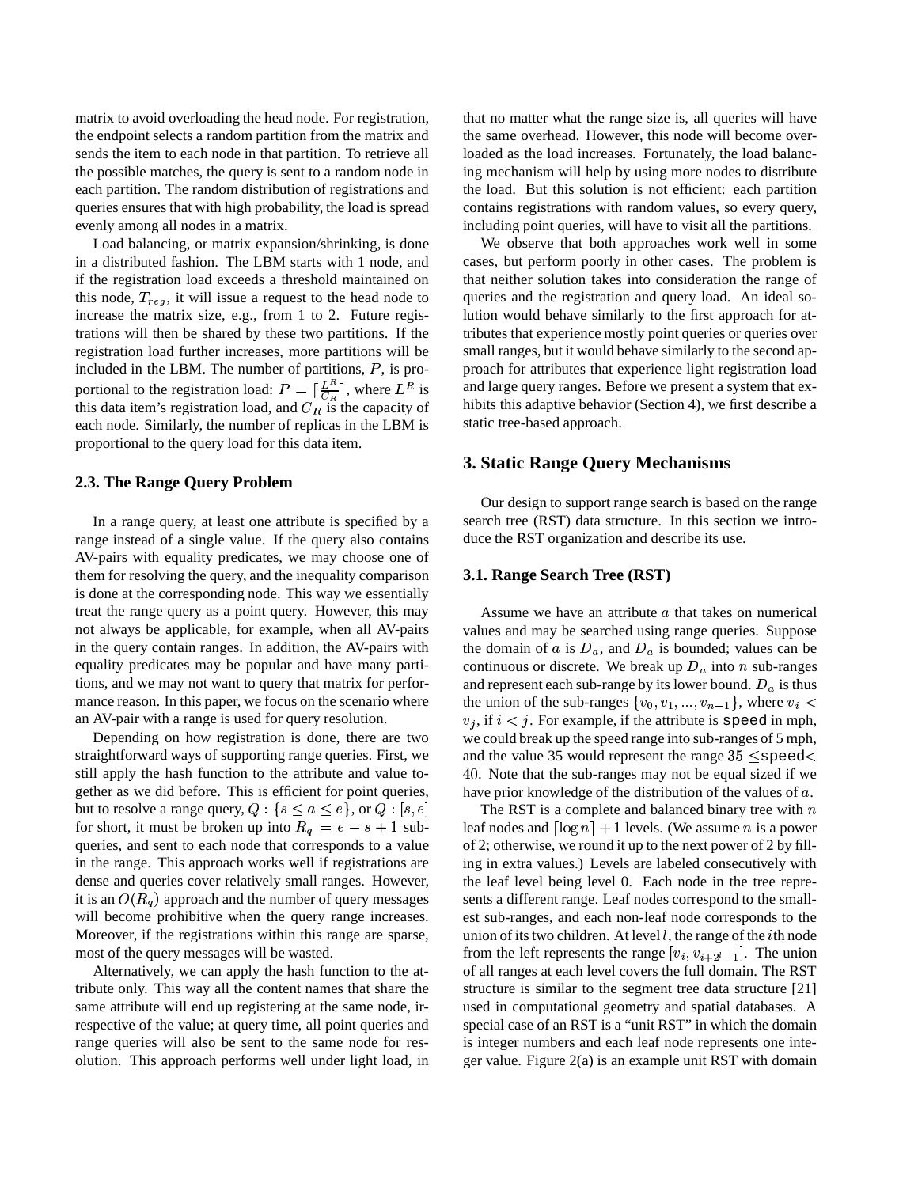matrix to avoid overloading the head node. For registration, the endpoint selects a random partition from the matrix and sends the item to each node in that partition. To retrieve all the possible matches, the query is sent to a random node in each partition. The random distribution of registrations and queries ensures that with high probability, the load is spread evenly among all nodes in a matrix.

Load balancing, or matrix expansion/shrinking, is done in a distributed fashion. The LBM starts with 1 node, and if the registration load exceeds a threshold maintained on this node, $T_{reg}$, it will issue a request to the head node to increase the matrix size, e.g., from 1 to 2. Future registrations will then be shared by these two partitions. If the registration load further increases, more partitions will be included in the LBM. The number of partitions, $P$, is proportional to the registration load: $P = \lceil \frac{L^R}{C_R} \rceil$, where $L^R$ is this data item's registration load, and $C_R$ is the capacity of each node. Similarly, the number of replicas in the LBM is proportional to the query load for this data item.

### 2.3. The Range Query Problem

In a range query, at least one attribute is specified by a range instead of a single value. If the query also contains AV-pairs with equality predicates, we may choose one of them for resolving the query, and the inequality comparison is done at the corresponding node. This way we essentially treat the range query as a point query. However, this may not always be applicable, for example, when all AV-pairs in the query contain ranges. In addition, the AV-pairs with equality predicates may be popular and have many partitions, and we may not want to query that matrix for performance reason. In this paper, we focus on the scenario where an AV-pair with a range is used for query resolution.

Depending on how registration is done, there are two straightforward ways of supporting range queries. First, we still apply the hash function to the attribute and value together as we did before. This is efficient for point queries, but to resolve a range query, $Q : \{s \leq a \leq e\}$, or $Q : [s, e]$ for short, it must be broken up into $R_q = e - s + 1$ subqueries, and sent to each node that corresponds to a value in the range. This approach works well if registrations are dense and queries cover relatively small ranges. However, it is an $O(R_q)$ approach and the number of query messages will become prohibitive when the query range increases. Moreover, if the registrations within this range are sparse, most of the query messages will be wasted.

Alternatively, we can apply the hash function to the attribute only. This way all the content names that share the same attribute will end up registering at the same node, irrespective of the value; at query time, all point queries and range queries will also be sent to the same node for resolution. This approach performs well under light load, in that no matter what the range size is, all queries will have the same overhead. However, this node will become overloaded as the load increases. Fortunately, the load balancing mechanism will help by using more nodes to distribute the load. But this solution is not efficient: each partition contains registrations with random values, so every query, including point queries, will have to visit all the partitions.

We observe that both approaches work well in some cases, but perform poorly in other cases. The problem is that neither solution takes into consideration the range of queries and the registration and query load. An ideal solution would behave similarly to the first approach for attributes that experience mostly point queries or queries over small ranges, but it would behave similarly to the second approach for attributes that experience light registration load and large query ranges. Before we present a system that exhibits this adaptive behavior (Section 4), we first describe a static tree-based approach.

## 3. Static Range Query Mechanisms

Our design to support range search is based on the range search tree (RST) data structure. In this section we introduce the RST organization and describe its use.

### 3.1. Range Search Tree (RST)

Assume we have an attribute $a$ that takes on numerical values and may be searched using range queries. Suppose the domain of $a$ is $D_a$, and $D_a$ is bounded; values can be continuous or discrete. We break up $D_a$ into $n$ sub-ranges and represent each sub-range by its lower bound. $D_a$ is thus the union of the sub-ranges $\{v_0, v_1, ..., v_{n-1}\}$, where $v_i < v_j$, if $i < j$. For example, if the attribute is `speed` in mph, we could break up the speed range into sub-ranges of 5 mph, and the value 35 would represent the range $35 \leq$ `speed`$<$ $40$. Note that the sub-ranges may not be equal sized if we have prior knowledge of the distribution of the values of $a$.

The RST is a complete and balanced binary tree with $n$ leaf nodes and $\lceil \log n \rceil + 1$ levels. (We assume $n$ is a power of 2; otherwise, we round it up to the next power of 2 by filling in extra values.) Levels are labeled consecutively with the leaf level being level 0. Each node in the tree represents a different range. Leaf nodes correspond to the smallest sub-ranges, and each non-leaf node corresponds to the union of its two children. At level $l$, the range of the $i$th node from the left represents the range $[v_i, v_{i+2^l-1}]$. The union of all ranges at each level covers the full domain. The RST structure is similar to the segment tree data structure [21] used in computational geometry and spatial databases. A special case of an RST is a "unit RST" in which the domain is integer numbers and each leaf node represents one integer value. Figure 2(a) is an example unit RST with domain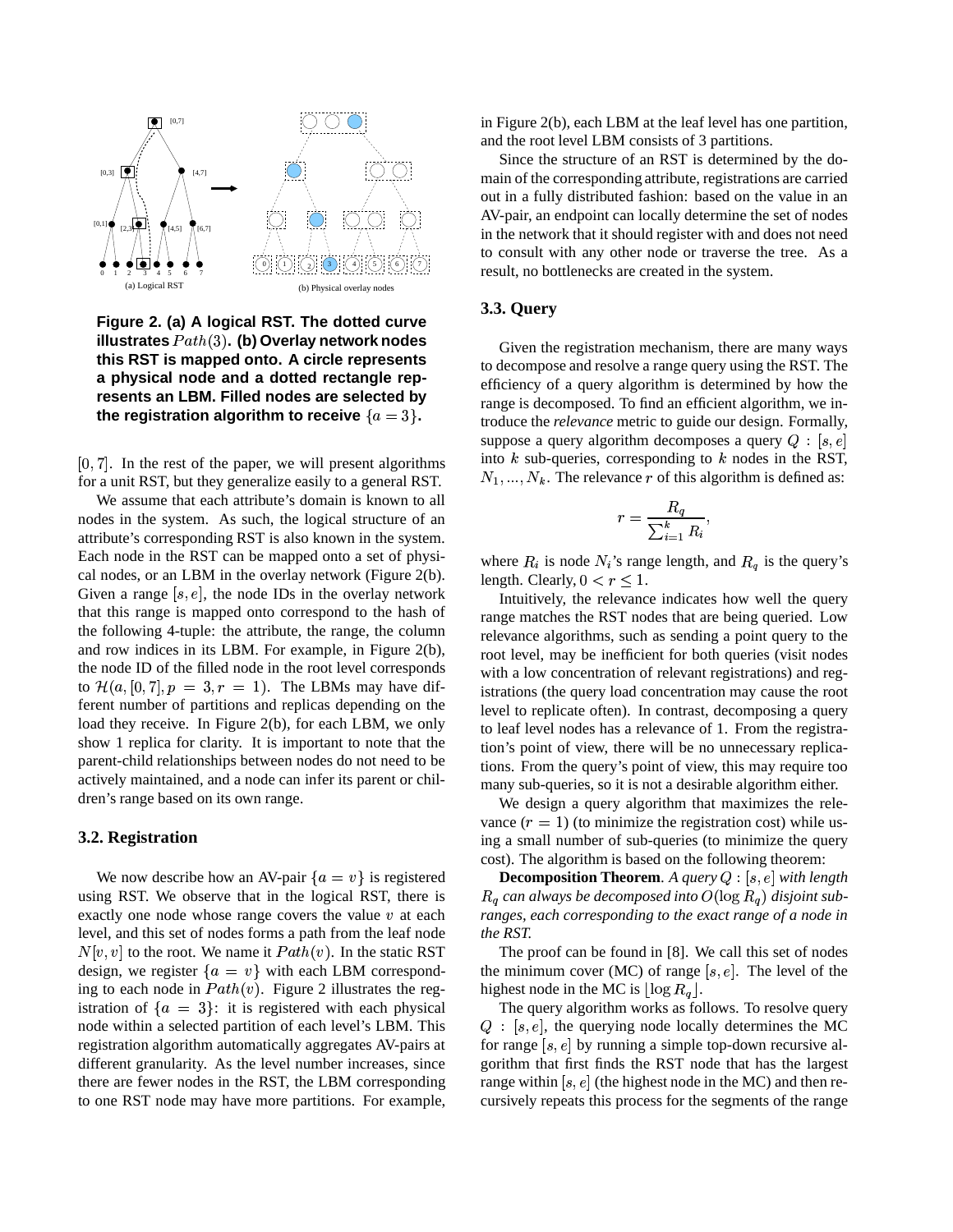**Figure 2. (a) A logical RST. The dotted curve illustrates $Path(3)$. (b) Overlay network nodes this RST is mapped onto. A circle represents a physical node and a dotted rectangle represents an LBM. Filled nodes are selected by the registration algorithm to receive $\{a = 3\}$.**

$[0, 7]$. In the rest of the paper, we will present algorithms for a unit RST, but they generalize easily to a general RST.

We assume that each attribute's domain is known to all nodes in the system. As such, the logical structure of an attribute's corresponding RST is also known in the system. Each node in the RST can be mapped onto a set of physical nodes, or an LBM in the overlay network (Figure 2(b). Given a range $[s, e]$, the node IDs in the overlay network that this range is mapped onto correspond to the hash of the following 4-tuple: the attribute, the range, the column and row indices in its LBM. For example, in Figure 2(b), the node ID of the filled node in the root level corresponds to $\mathcal{H}(a, [0, 7], p = 3, r = 1)$. The LBMs may have different number of partitions and replicas depending on the load they receive. In Figure 2(b), for each LBM, we only show 1 replica for clarity. It is important to note that the parent-child relationships between nodes do not need to be actively maintained, and a node can infer its parent or children's range based on its own range.

### 3.2. Registration

We now describe how an AV-pair $\{a = v\}$ is registered using RST. We observe that in the logical RST, there is exactly one node whose range covers the value $v$ at each level, and this set of nodes forms a path from the leaf node $N[v, v]$ to the root. We name it $Path(v)$. In the static RST design, we register $\{a = v\}$ with each LBM corresponding to each node in $Path(v)$. Figure 2 illustrates the registration of $\{a = 3\}$: it is registered with each physical node within a selected partition of each level's LBM. This registration algorithm automatically aggregates AV-pairs at different granularity. As the level number increases, since there are fewer nodes in the RST, the LBM corresponding to one RST node may have more partitions. For example, in Figure 2(b), each LBM at the leaf level has one partition, and the root level LBM consists of 3 partitions.

Since the structure of an RST is determined by the domain of the corresponding attribute, registrations are carried out in a fully distributed fashion: based on the value in an AV-pair, an endpoint can locally determine the set of nodes in the network that it should register with and does not need to consult with any other node or traverse the tree. As a result, no bottlenecks are created in the system.

### 3.3. Query

Given the registration mechanism, there are many ways to decompose and resolve a range query using the RST. The efficiency of a query algorithm is determined by how the range is decomposed. To find an efficient algorithm, we introduce the *relevance* metric to guide our design. Formally, suppose a query algorithm decomposes a query $Q : [s, e]$ into $k$ sub-queries, corresponding to $k$ nodes in the RST, $N_1, ..., N_k$. The relevance $r$ of this algorithm is defined as:

$$r = \frac{R_q}{\sum_{i=1}^{k} R_i},$$

where $R_i$ is node $N_i$'s range length, and $R_q$ is the query's length. Clearly, $0 < r \leq 1$.

Intuitively, the relevance indicates how well the query range matches the RST nodes that are being queried. Low relevance algorithms, such as sending a point query to the root level, may be inefficient for both queries (visit nodes with a low concentration of relevant registrations) and registrations (the query load concentration may cause the root level to replicate often). In contrast, decomposing a query to leaf level nodes has a relevance of 1. From the registration's point of view, there will be no unnecessary replications. From the query's point of view, this may require too many sub-queries, so it is not a desirable algorithm either.

We design a query algorithm that maximizes the relevance ($r = 1$) (to minimize the registration cost) while using a small number of sub-queries (to minimize the query cost). The algorithm is based on the following theorem:

**Decomposition Theorem**. *A query $Q : [s, e]$ with length $R_q$ can always be decomposed into $O(\log R_q)$ disjoint subranges, each corresponding to the exact range of a node in the RST.*

The proof can be found in [8]. We call this set of nodes the minimum cover (MC) of range $[s, e]$. The level of the highest node in the MC is $\lfloor \log R_q \rfloor$.

The query algorithm works as follows. To resolve query $Q : [s, e]$, the querying node locally determines the MC for range $[s, e]$ by running a simple top-down recursive algorithm that first finds the RST node that has the largest range within $[s, e]$ (the highest node in the MC) and then recursively repeats this process for the segments of the range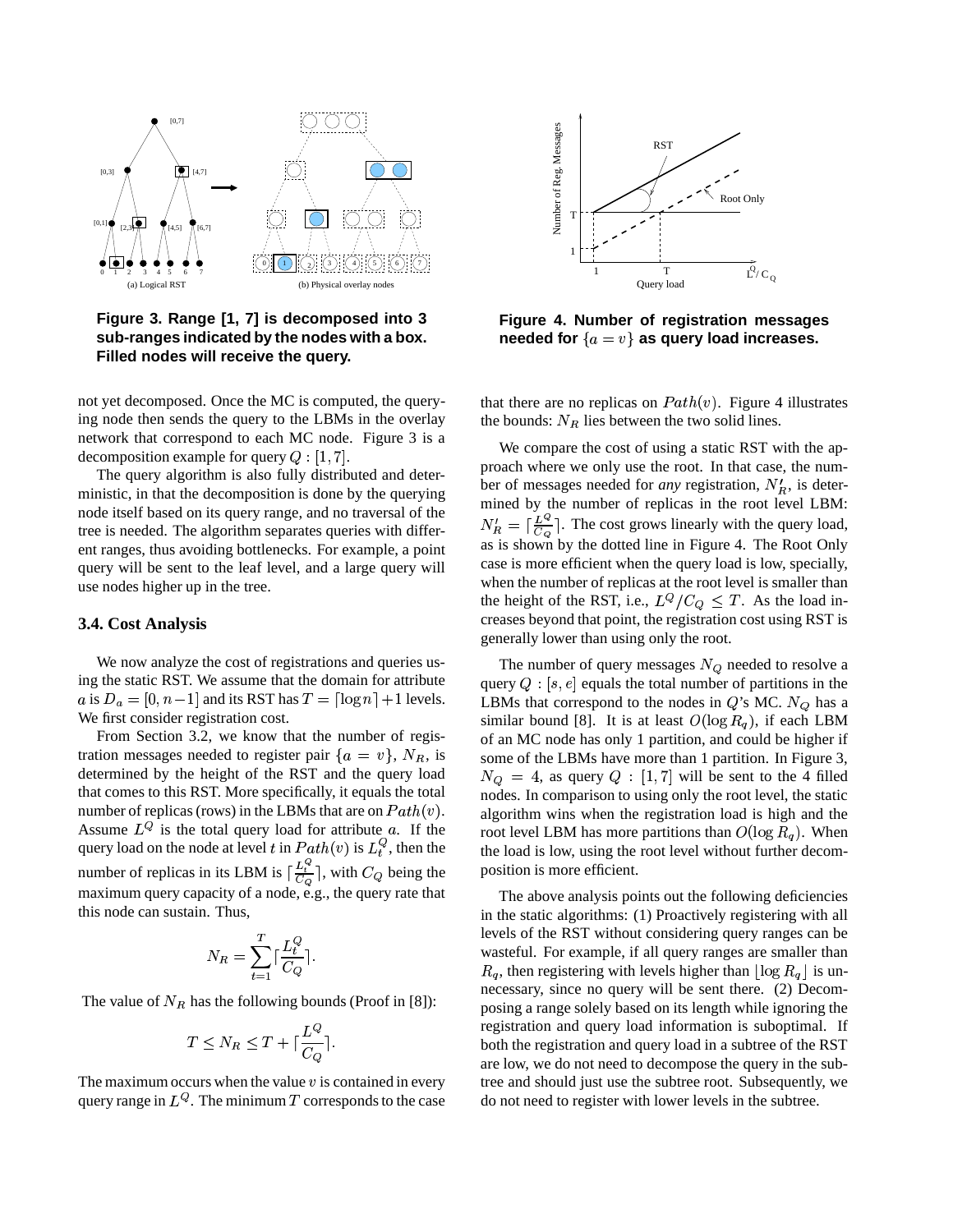Figure 3. Range [1, 7] is decomposed into 3 sub-ranges indicated by the nodes with a box. Filled nodes will receive the query.

Figure 4. Number of registration messages needed for $\{a = v\}$ as query load increases.

not yet decomposed. Once the MC is computed, the querying node then sends the query to the LBMs in the overlay network that correspond to each MC node. Figure 3 is a decomposition example for query $Q : [1, 7]$.

The query algorithm is also fully distributed and deterministic, in that the decomposition is done by the querying node itself based on its query range, and no traversal of the tree is needed. The algorithm separates queries with different ranges, thus avoiding bottlenecks. For example, a point query will be sent to the leaf level, and a large query will use nodes higher up in the tree.

### 3.4. Cost Analysis

We now analyze the cost of registrations and queries using the static RST. We assume that the domain for attribute $a$ is $D_a = [0, n-1]$ and its RST has $T = \lceil \log n \rceil + 1$ levels. We first consider registration cost.

From Section 3.2, we know that the number of registration messages needed to register pair $\{a = v\}$, $N_R$, is determined by the height of the RST and the query load that comes to this RST. More specifically, it equals the total number of replicas (rows) in the LBMs that are on $Path(v)$. Assume $L^Q$ is the total query load for attribute $a$. If the query load on the node at level $t$ in $Path(v)$ is $L_t^Q$, then the number of replicas in its LBM is $\lceil \frac{L_t^Q}{C_Q} \rceil$, with $C_Q$ being the maximum query capacity of a node, e.g., the query rate that this node can sustain. Thus,

$$N_R = \sum_{t=1}^{T} \lceil \frac{L_t^Q}{C_Q} \rceil.$$

The value of $N_R$ has the following bounds (Proof in [8]):

$$T \leq N_R \leq T + \lceil \frac{L^Q}{C_Q} \rceil.$$

The maximum occurs when the value $v$ is contained in every query range in $L^Q$. The minimum $T$ corresponds to the case that there are no replicas on $Path(v)$. Figure 4 illustrates the bounds: $N_R$ lies between the two solid lines.

We compare the cost of using a static RST with the approach where we only use the root. In that case, the number of messages needed for *any* registration, $N_R'$, is determined by the number of replicas in the root level LBM: $N_R' = \lceil \frac{L^Q}{C_Q} \rceil$. The cost grows linearly with the query load, as is shown by the dotted line in Figure 4. The Root Only case is more efficient when the query load is low, specially, when the number of replicas at the root level is smaller than the height of the RST, i.e., $L^Q/C_Q \leq T$. As the load increases beyond that point, the registration cost using RST is generally lower than using only the root.

The number of query messages $N_Q$ needed to resolve a query $Q : [s, e]$ equals the total number of partitions in the LBMs that correspond to the nodes in $Q$'s MC. $N_Q$ has a similar bound [8]. It is at least $O(\log R_q)$, if each LBM of an MC node has only 1 partition, and could be higher if some of the LBMs have more than 1 partition. In Figure 3, $N_Q = 4$, as query $Q : [1, 7]$ will be sent to the 4 filled nodes. In comparison to using only the root level, the static algorithm wins when the registration load is high and the root level LBM has more partitions than $O(\log R_q)$. When the load is low, using the root level without further decomposition is more efficient.

The above analysis points out the following deficiencies in the static algorithms: (1) Proactively registering with all levels of the RST without considering query ranges can be wasteful. For example, if all query ranges are smaller than $R_q$, then registering with levels higher than $\lfloor \log R_q \rfloor$ is unnecessary, since no query will be sent there. (2) Decomposing a range solely based on its length while ignoring the registration and query load information is suboptimal. If both the registration and query load in a subtree of the RST are low, we do not need to decompose the query in the subtree and should just use the subtree root. Subsequently, we do not need to register with lower levels in the subtree.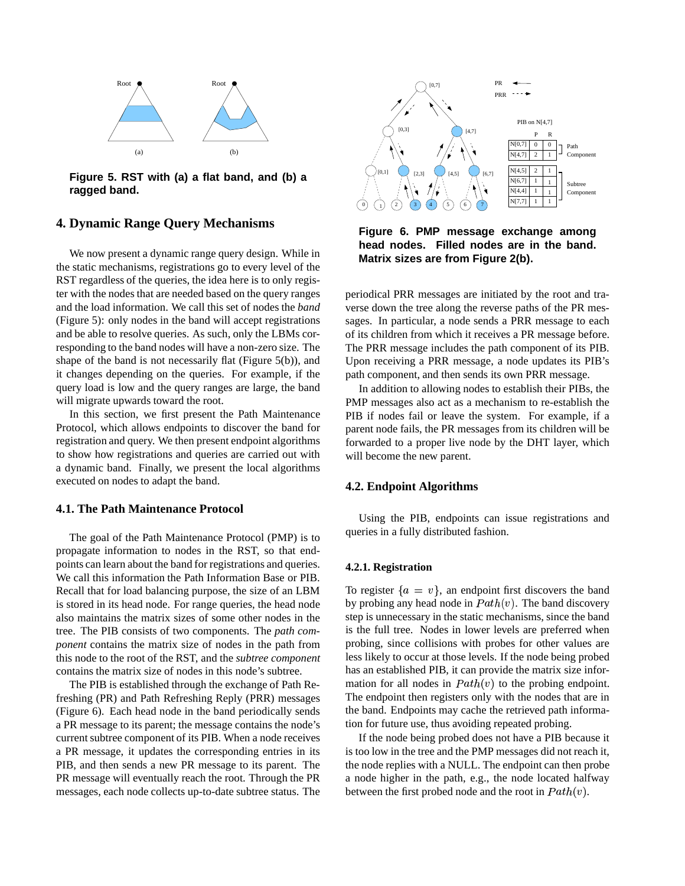Figure 5. RST with (a) a flat band, and (b) a ragged band.

## 4. Dynamic Range Query Mechanisms

We now present a dynamic range query design. While in the static mechanisms, registrations go to every level of the RST regardless of the queries, the idea here is to only register with the nodes that are needed based on the query ranges and the load information. We call this set of nodes the *band* (Figure 5): only nodes in the band will accept registrations and be able to resolve queries. As such, only the LBMs corresponding to the band nodes will have a non-zero size. The shape of the band is not necessarily flat (Figure 5(b)), and it changes depending on the queries. For example, if the query load is low and the query ranges are large, the band will migrate upwards toward the root.

In this section, we first present the Path Maintenance Protocol, which allows endpoints to discover the band for registration and query. We then present endpoint algorithms to show how registrations and queries are carried out with a dynamic band. Finally, we present the local algorithms executed on nodes to adapt the band.

### 4.1. The Path Maintenance Protocol

The goal of the Path Maintenance Protocol (PMP) is to propagate information to nodes in the RST, so that endpoints can learn about the band for registrations and queries. We call this information the Path Information Base or PIB. Recall that for load balancing purpose, the size of an LBM is stored in its head node. For range queries, the head node also maintains the matrix sizes of some other nodes in the tree. The PIB consists of two components. The *path component* contains the matrix size of nodes in the path from this node to the root of the RST, and the *subtree component* contains the matrix size of nodes in this node's subtree.

The PIB is established through the exchange of Path Refreshing (PR) and Path Refreshing Reply (PRR) messages (Figure 6). Each head node in the band periodically sends a PR message to its parent; the message contains the node's current subtree component of its PIB. When a node receives a PR message, it updates the corresponding entries in its PIB, and then sends a new PR message to its parent. The PR message will eventually reach the root. Through the PR messages, each node collects up-to-date subtree status. The periodical PRR messages are initiated by the root and traverse down the tree along the reverse paths of the PR messages. In particular, a node sends a PRR message to each of its children from which it receives a PR message before. The PRR message includes the path component of its PIB. Upon receiving a PRR message, a node updates its PIB's path component, and then sends its own PRR message.

Figure 6. PMP message exchange among head nodes. Filled nodes are in the band. Matrix sizes are from Figure 2(b).

In addition to allowing nodes to establish their PIBs, the PMP messages also act as a mechanism to re-establish the PIB if nodes fail or leave the system. For example, if a parent node fails, the PR messages from its children will be forwarded to a proper live node by the DHT layer, which will become the new parent.

### 4.2. Endpoint Algorithms

Using the PIB, endpoints can issue registrations and queries in a fully distributed fashion.

#### 4.2.1. Registration

To register $\{a = v\}$, an endpoint first discovers the band by probing any head node in $Path(v)$. The band discovery step is unnecessary in the static mechanisms, since the band is the full tree. Nodes in lower levels are preferred when probing, since collisions with probes for other values are less likely to occur at those levels. If the node being probed has an established PIB, it can provide the matrix size information for all nodes in $Path(v)$ to the probing endpoint. The endpoint then registers only with the nodes that are in the band. Endpoints may cache the retrieved path information for future use, thus avoiding repeated probing.

If the node being probed does not have a PIB because it is too low in the tree and the PMP messages did not reach it, the node replies with a NULL. The endpoint can then probe a node higher in the path, e.g., the node located halfway between the first probed node and the root in $Path(v)$.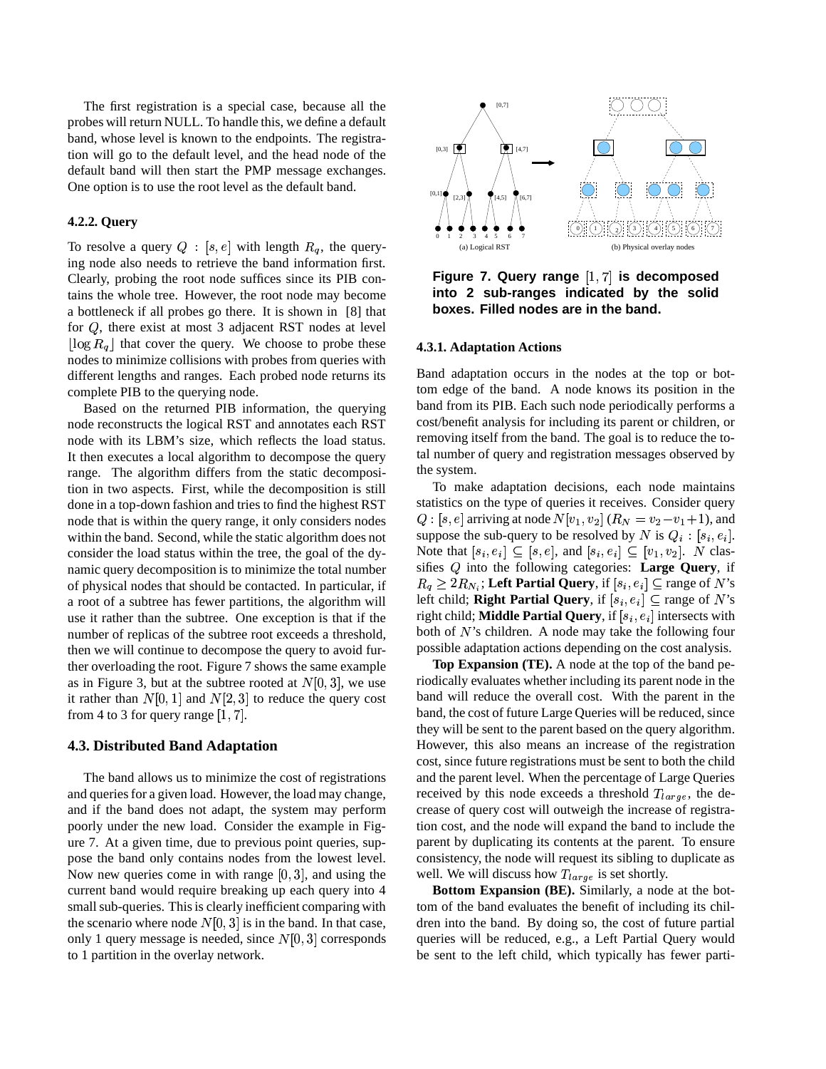The first registration is a special case, because all the probes will return NULL. To handle this, we define a default band, whose level is known to the endpoints. The registration will go to the default level, and the head node of the default band will then start the PMP message exchanges. One option is to use the root level as the default band.

#### 4.2.2. Query

To resolve a query $Q : [s, e]$ with length $R_q$, the querying node also needs to retrieve the band information first. Clearly, probing the root node suffices since its PIB contains the whole tree. However, the root node may become a bottleneck if all probes go there. It is shown in [8] that for $Q$, there exist at most 3 adjacent RST nodes at level $\lfloor \log R_q \rfloor$ that cover the query. We choose to probe these nodes to minimize collisions with probes from queries with different lengths and ranges. Each probed node returns its complete PIB to the querying node.

Based on the returned PIB information, the querying node reconstructs the logical RST and annotates each RST node with its LBM's size, which reflects the load status. It then executes a local algorithm to decompose the query range. The algorithm differs from the static decomposition in two aspects. First, while the decomposition is still done in a top-down fashion and tries to find the highest RST node that is within the query range, it only considers nodes within the band. Second, while the static algorithm does not consider the load status within the tree, the goal of the dynamic query decomposition is to minimize the total number of physical nodes that should be contacted. In particular, if a root of a subtree has fewer partitions, the algorithm will use it rather than the subtree. One exception is that if the number of replicas of the subtree root exceeds a threshold, then we will continue to decompose the query to avoid further overloading the root. Figure 7 shows the same example as in Figure 3, but at the subtree rooted at $N[0, 3]$, we use it rather than $N[0, 1]$ and $N[2, 3]$ to reduce the query cost from 4 to 3 for query range $[1, 7]$.

### 4.3. Distributed Band Adaptation

The band allows us to minimize the cost of registrations and queries for a given load. However, the load may change, and if the band does not adapt, the system may perform poorly under the new load. Consider the example in Figure 7. At a given time, due to previous point queries, suppose the band only contains nodes from the lowest level. Now new queries come in with range $[0, 3]$, and using the current band would require breaking up each query into 4 small sub-queries. This is clearly inefficient comparing with the scenario where node $N[0, 3]$ is in the band. In that case, only 1 query message is needed, since $N[0, 3]$ corresponds to 1 partition in the overlay network.

(a) Logical RST (b) Physical overlay nodes

**Figure 7. Query range $[1, 7]$ is decomposed into 2 sub-ranges indicated by the solid boxes. Filled nodes are in the band.**

#### 4.3.1. Adaptation Actions

Band adaptation occurs in the nodes at the top or bottom edge of the band. A node knows its position in the band from its PIB. Each such node periodically performs a cost/benefit analysis for including its parent or children, or removing itself from the band. The goal is to reduce the total number of query and registration messages observed by the system.

To make adaptation decisions, each node maintains statistics on the type of queries it receives. Consider query $Q : [s, e]$ arriving at node $N[v_1, v_2]$ ($R_N = v_2 - v_1 + 1$), and suppose the sub-query to be resolved by $N$ is $Q_i : [s_i, e_i]$. Note that $[s_i, e_i] \subseteq [s, e]$, and $[s_i, e_i] \subseteq [v_1, v_2]$. $N$ classifies $Q$ into the following categories: **Large Query**, if $R_q \geq 2R_{N_i}$; **Left Partial Query**, if $[s_i, e_i] \subseteq$ range of $N$'s left child; **Right Partial Query**, if $[s_i, e_i] \subseteq$ range of $N$'s right child; **Middle Partial Query**, if $[s_i, e_i]$ intersects with both of $N$'s children. A node may take the following four possible adaptation actions depending on the cost analysis.

**Top Expansion (TE).** A node at the top of the band periodically evaluates whether including its parent node in the band will reduce the overall cost. With the parent in the band, the cost of future Large Queries will be reduced, since they will be sent to the parent based on the query algorithm. However, this also means an increase of the registration cost, since future registrations must be sent to both the child and the parent level. When the percentage of Large Queries received by this node exceeds a threshold $T_{large}$, the decrease of query cost will outweigh the increase of registration cost, and the node will expand the band to include the parent by duplicating its contents at the parent. To ensure consistency, the node will request its sibling to duplicate as well. We will discuss how $T_{large}$ is set shortly.

**Bottom Expansion (BE).** Similarly, a node at the bottom of the band evaluates the benefit of including its children into the band. By doing so, the cost of future partial queries will be reduced, e.g., a Left Partial Query would be sent to the left child, which typically has fewer parti-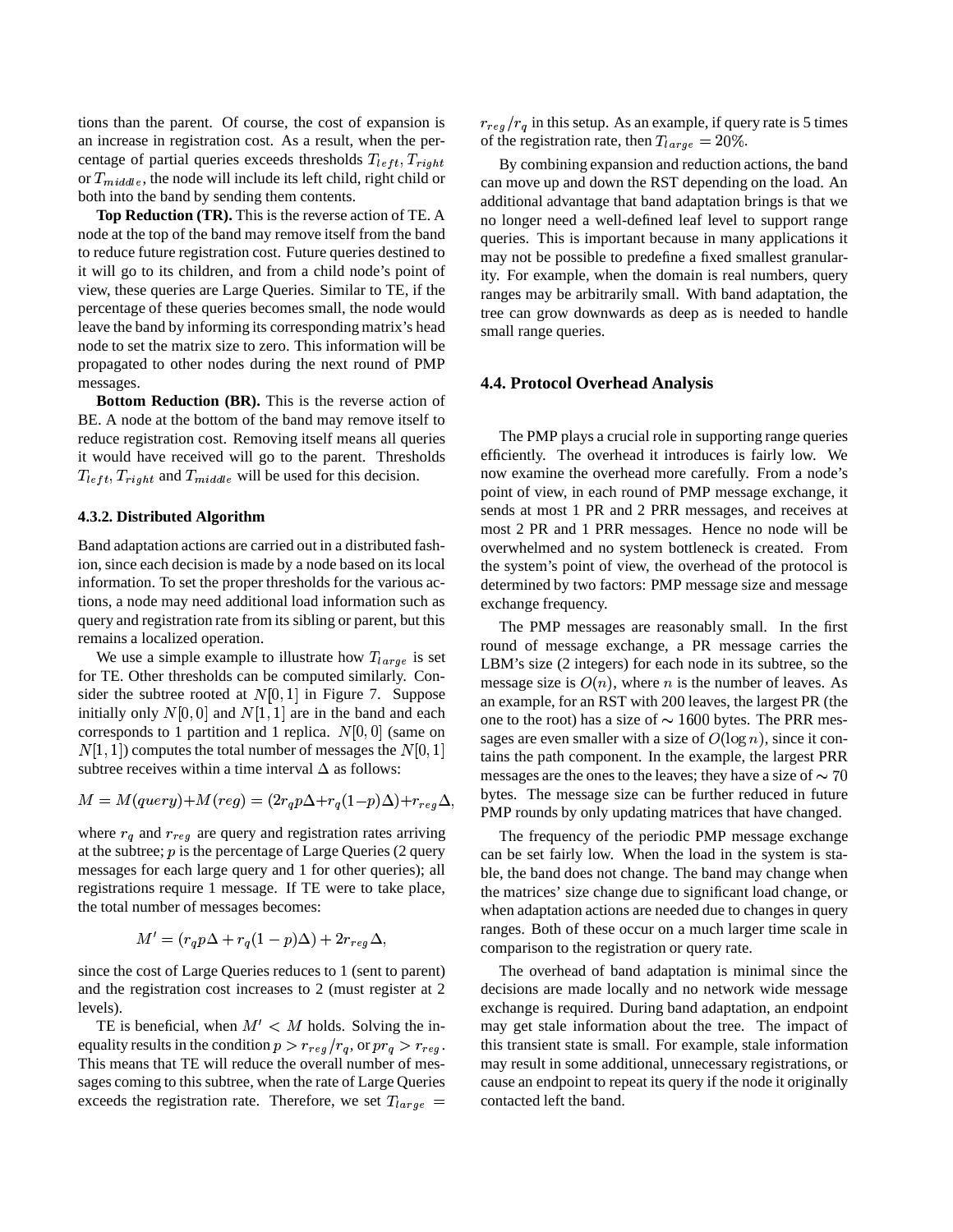tions than the parent. Of course, the cost of expansion is an increase in registration cost. As a result, when the percentage of partial queries exceeds thresholds $T_{left}, T_{right}$ or $T_{middle}$, the node will include its left child, right child or both into the band by sending them contents.

**Top Reduction (TR).** This is the reverse action of TE. A node at the top of the band may remove itself from the band to reduce future registration cost. Future queries destined to it will go to its children, and from a child node's point of view, these queries are Large Queries. Similar to TE, if the percentage of these queries becomes small, the node would leave the band by informing its corresponding matrix's head node to set the matrix size to zero. This information will be propagated to other nodes during the next round of PMP messages.

**Bottom Reduction (BR).** This is the reverse action of BE. A node at the bottom of the band may remove itself to reduce registration cost. Removing itself means all queries it would have received will go to the parent. Thresholds $T_{left}, T_{right}$ and $T_{middle}$ will be used for this decision.

#### 4.3.2. Distributed Algorithm

Band adaptation actions are carried out in a distributed fashion, since each decision is made by a node based on its local information. To set the proper thresholds for the various actions, a node may need additional load information such as query and registration rate from its sibling or parent, but this remains a localized operation.

We use a simple example to illustrate how $T_{large}$ is set for TE. Other thresholds can be computed similarly. Consider the subtree rooted at $N[0,1]$ in Figure 7. Suppose initially only $N[0,0]$ and $N[1,1]$ are in the band and each corresponds to 1 partition and 1 replica. $N[0,0]$ (same on $N[1,1]$) computes the total number of messages the $N[0,1]$ subtree receives within a time interval $\Delta$ as follows:

$$M = M(query) + M(reg) = (2r_q p\Delta + r_q(1-p)\Delta) + r_{reg}\Delta,$$

where $r_q$ and $r_{reg}$ are query and registration rates arriving at the subtree; $p$ is the percentage of Large Queries (2 query messages for each large query and 1 for other queries); all registrations require 1 message. If TE were to take place, the total number of messages becomes:

$$M' = (r_q p\Delta + r_q(1-p)\Delta) + 2r_{reg}\Delta,$$

since the cost of Large Queries reduces to 1 (sent to parent) and the registration cost increases to 2 (must register at 2 levels).

TE is beneficial, when $M' < M$ holds. Solving the inequality results in the condition $p > r_{reg}/r_q$, or $pr_q > r_{reg}$. This means that TE will reduce the overall number of messages coming to this subtree, when the rate of Large Queries exceeds the registration rate. Therefore, we set $T_{large} = r_{reg}/r_q$ in this setup. As an example, if query rate is 5 times of the registration rate, then $T_{large} = 20\%$.

By combining expansion and reduction actions, the band can move up and down the RST depending on the load. An additional advantage that band adaptation brings is that we no longer need a well-defined leaf level to support range queries. This is important because in many applications it may not be possible to predefine a fixed smallest granularity. For example, when the domain is real numbers, query ranges may be arbitrarily small. With band adaptation, the tree can grow downwards as deep as is needed to handle small range queries.

### 4.4. Protocol Overhead Analysis

The PMP plays a crucial role in supporting range queries efficiently. The overhead it introduces is fairly low. We now examine the overhead more carefully. From a node's point of view, in each round of PMP message exchange, it sends at most 1 PR and 2 PRR messages, and receives at most 2 PR and 1 PRR messages. Hence no node will be overwhelmed and no system bottleneck is created. From the system's point of view, the overhead of the protocol is determined by two factors: PMP message size and message exchange frequency.

The PMP messages are reasonably small. In the first round of message exchange, a PR message carries the LBM's size (2 integers) for each node in its subtree, so the message size is $O(n)$, where $n$ is the number of leaves. As an example, for an RST with 200 leaves, the largest PR (the one to the root) has a size of $\sim 1600$ bytes. The PRR messages are even smaller with a size of $O(\log n)$, since it contains the path component. In the example, the largest PRR messages are the ones to the leaves; they have a size of $\sim 70$ bytes. The message size can be further reduced in future PMP rounds by only updating matrices that have changed.

The frequency of the periodic PMP message exchange can be set fairly low. When the load in the system is stable, the band does not change. The band may change when the matrices' size change due to significant load change, or when adaptation actions are needed due to changes in query ranges. Both of these occur on a much larger time scale in comparison to the registration or query rate.

The overhead of band adaptation is minimal since the decisions are made locally and no network wide message exchange is required. During band adaptation, an endpoint may get stale information about the tree. The impact of this transient state is small. For example, stale information may result in some additional, unnecessary registrations, or cause an endpoint to repeat its query if the node it originally contacted left the band.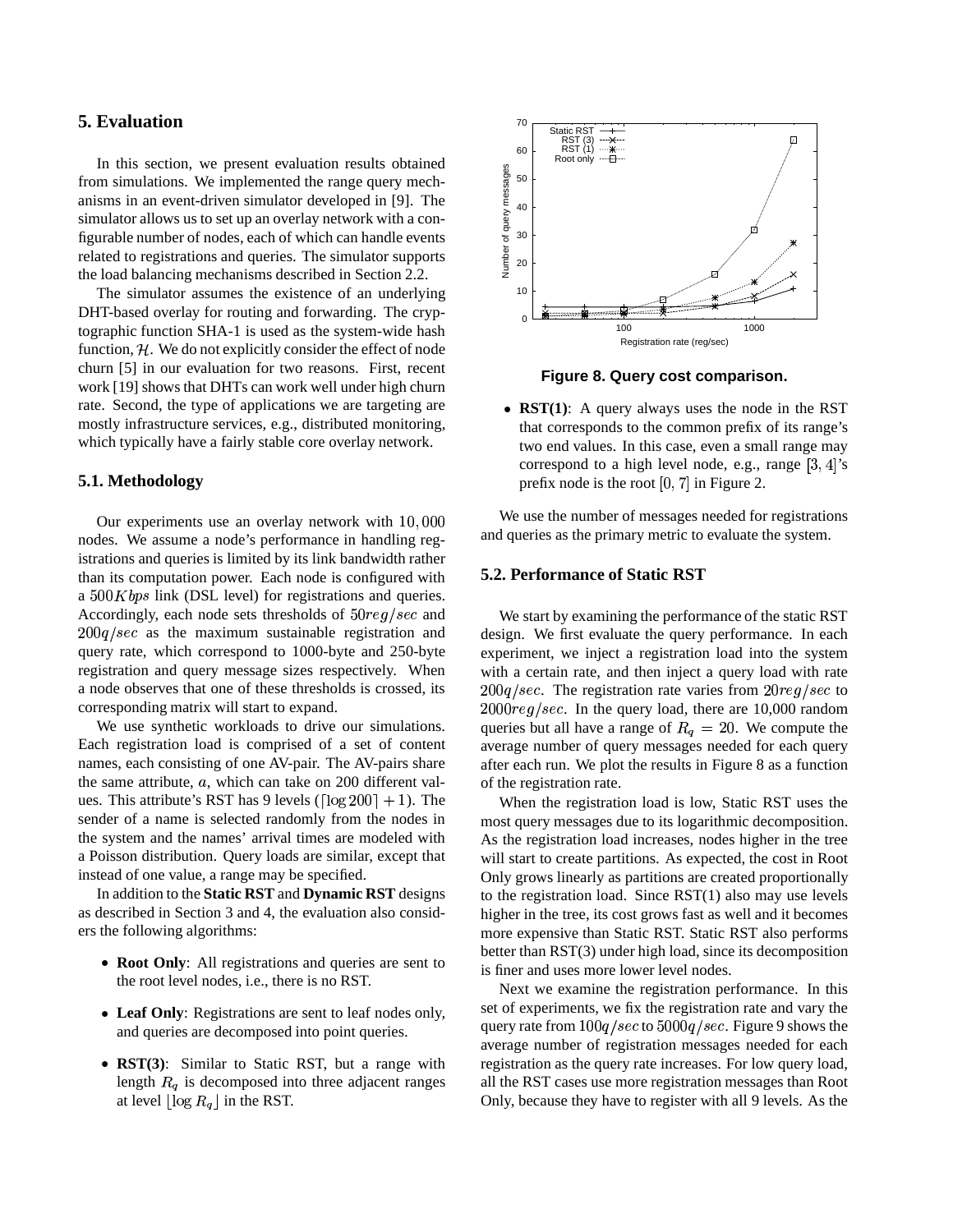## 5. Evaluation

In this section, we present evaluation results obtained from simulations. We implemented the range query mechanisms in an event-driven simulator developed in [9]. The simulator allows us to set up an overlay network with a configurable number of nodes, each of which can handle events related to registrations and queries. The simulator supports the load balancing mechanisms described in Section 2.2.

The simulator assumes the existence of an underlying DHT-based overlay for routing and forwarding. The cryptographic function SHA-1 is used as the system-wide hash function, $\mathcal{H}$. We do not explicitly consider the effect of node churn [5] in our evaluation for two reasons. First, recent work [19] shows that DHTs can work well under high churn rate. Second, the type of applications we are targeting are mostly infrastructure services, e.g., distributed monitoring, which typically have a fairly stable core overlay network.

### 5.1. Methodology

Our experiments use an overlay network with $10,000$ nodes. We assume a node's performance in handling registrations and queries is limited by its link bandwidth rather than its computation power. Each node is configured with a $500Kbps$ link (DSL level) for registrations and queries. Accordingly, each node sets thresholds of $50reg/sec$ and $200q/sec$ as the maximum sustainable registration and query rate, which correspond to 1000-byte and 250-byte registration and query message sizes respectively. When a node observes that one of these thresholds is crossed, its corresponding matrix will start to expand.

We use synthetic workloads to drive our simulations. Each registration load is comprised of a set of content names, each consisting of one AV-pair. The AV-pairs share the same attribute, $a$, which can take on 200 different values. This attribute's RST has 9 levels ($\lceil \log 200 \rceil + 1$). The sender of a name is selected randomly from the nodes in the system and the names' arrival times are modeled with a Poisson distribution. Query loads are similar, except that instead of one value, a range may be specified.

In addition to the **Static RST** and **Dynamic RST** designs as described in Section 3 and 4, the evaluation also considers the following algorithms:

- **Root Only**: All registrations and queries are sent to the root level nodes, i.e., there is no RST.
- **Leaf Only**: Registrations are sent to leaf nodes only, and queries are decomposed into point queries.
- **RST(3)**: Similar to Static RST, but a range with length $R_q$ is decomposed into three adjacent ranges at level $\lfloor \log R_q \rfloor$ in the RST.

**Figure 8. Query cost comparison.**

- **RST(1)**: A query always uses the node in the RST that corresponds to the common prefix of its range's two end values. In this case, even a small range may correspond to a high level node, e.g., range $[3, 4]$'s prefix node is the root $[0, 7]$ in Figure 2.

We use the number of messages needed for registrations and queries as the primary metric to evaluate the system.

### 5.2. Performance of Static RST

We start by examining the performance of the static RST design. We first evaluate the query performance. In each experiment, we inject a registration load into the system with a certain rate, and then inject a query load with rate $200q/sec$. The registration rate varies from $20reg/sec$ to $2000reg/sec$. In the query load, there are 10,000 random queries but all have a range of $R_q = 20$. We compute the average number of query messages needed for each query after each run. We plot the results in Figure 8 as a function of the registration rate.

When the registration load is low, Static RST uses the most query messages due to its logarithmic decomposition. As the registration load increases, nodes higher in the tree will start to create partitions. As expected, the cost in Root Only grows linearly as partitions are created proportionally to the registration load. Since RST(1) also may use levels higher in the tree, its cost grows fast as well and it becomes more expensive than Static RST. Static RST also performs better than RST(3) under high load, since its decomposition is finer and uses more lower level nodes.

Next we examine the registration performance. In this set of experiments, we fix the registration rate and vary the query rate from $100q/sec$ to $5000q/sec$. Figure 9 shows the average number of registration messages needed for each registration as the query rate increases. For low query load, all the RST cases use more registration messages than Root Only, because they have to register with all 9 levels. As the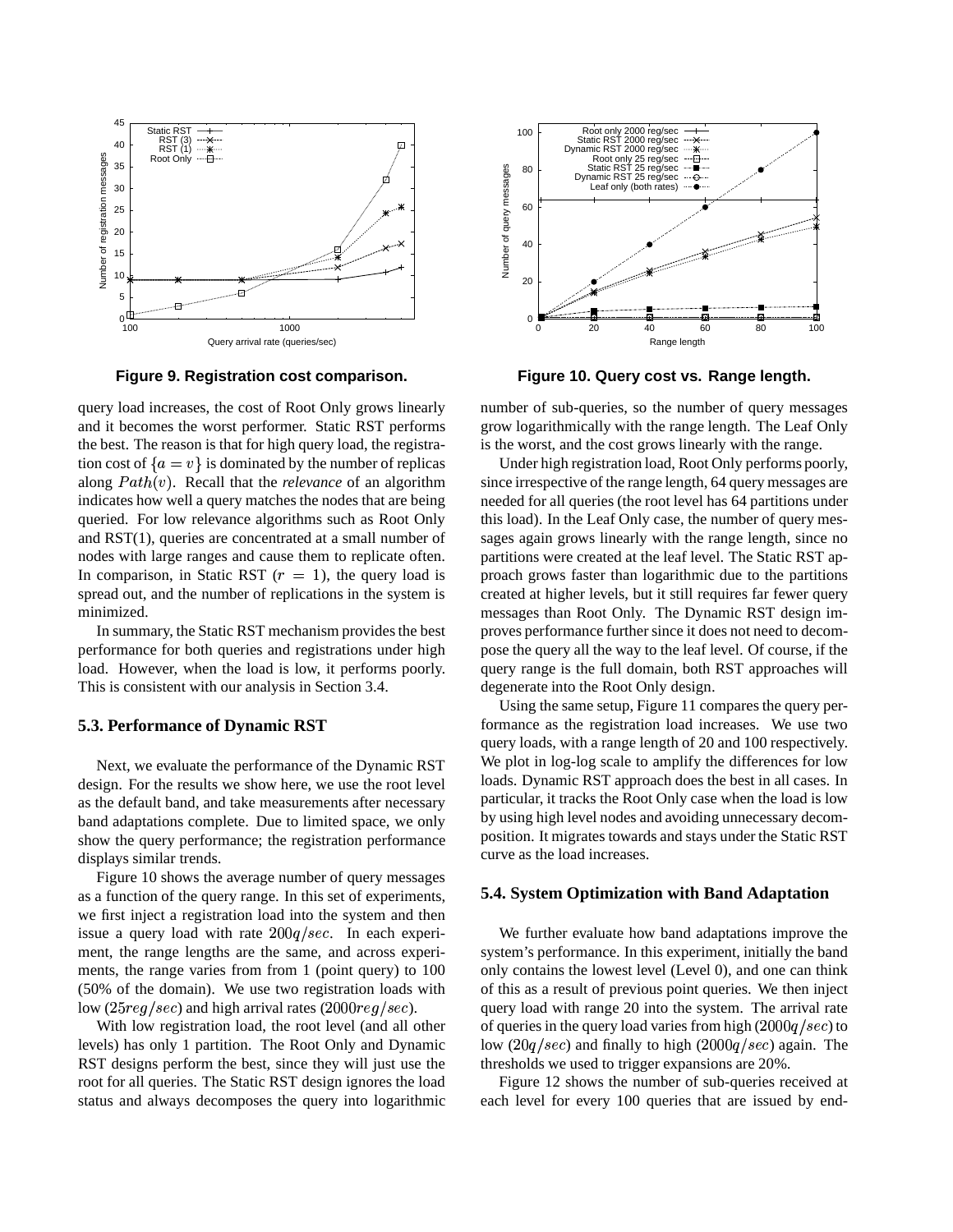**Figure 9. Registration cost comparison.**

**Figure 10. Query cost vs. Range length.**

query load increases, the cost of Root Only grows linearly and it becomes the worst performer. Static RST performs the best. The reason is that for high query load, the registration cost of $\{a = v\}$ is dominated by the number of replicas along $Path(v)$. Recall that the *relevance* of an algorithm indicates how well a query matches the nodes that are being queried. For low relevance algorithms such as Root Only and RST(1), queries are concentrated at a small number of nodes with large ranges and cause them to replicate often. In comparison, in Static RST ($r = 1$), the query load is spread out, and the number of replications in the system is minimized.

In summary, the Static RST mechanism provides the best performance for both queries and registrations under high load. However, when the load is low, it performs poorly. This is consistent with our analysis in Section 3.4.

### 5.3. Performance of Dynamic RST

Next, we evaluate the performance of the Dynamic RST design. For the results we show here, we use the root level as the default band, and take measurements after necessary band adaptations complete. Due to limited space, we only show the query performance; the registration performance displays similar trends.

Figure 10 shows the average number of query messages as a function of the query range. In this set of experiments, we first inject a registration load into the system and then issue a query load with rate $200q/sec$. In each experiment, the range lengths are the same, and across experiments, the range varies from from 1 (point query) to 100 (50% of the domain). We use two registration loads with low ($25reg/sec$) and high arrival rates ($2000reg/sec$).

With low registration load, the root level (and all other levels) has only 1 partition. The Root Only and Dynamic RST designs perform the best, since they will just use the root for all queries. The Static RST design ignores the load status and always decomposes the query into logarithmic number of sub-queries, so the number of query messages grow logarithmically with the range length. The Leaf Only is the worst, and the cost grows linearly with the range.

Under high registration load, Root Only performs poorly, since irrespective of the range length, 64 query messages are needed for all queries (the root level has 64 partitions under this load). In the Leaf Only case, the number of query messages again grows linearly with the range length, since no partitions were created at the leaf level. The Static RST approach grows faster than logarithmic due to the partitions created at higher levels, but it still requires far fewer query messages than Root Only. The Dynamic RST design improves performance further since it does not need to decompose the query all the way to the leaf level. Of course, if the query range is the full domain, both RST approaches will degenerate into the Root Only design.

Using the same setup, Figure 11 compares the query performance as the registration load increases. We use two query loads, with a range length of 20 and 100 respectively. We plot in log-log scale to amplify the differences for low loads. Dynamic RST approach does the best in all cases. In particular, it tracks the Root Only case when the load is low by using high level nodes and avoiding unnecessary decomposition. It migrates towards and stays under the Static RST curve as the load increases.

### 5.4. System Optimization with Band Adaptation

We further evaluate how band adaptations improve the system's performance. In this experiment, initially the band only contains the lowest level (Level 0), and one can think of this as a result of previous point queries. We then inject query load with range 20 into the system. The arrival rate of queries in the query load varies from high ($2000q/sec$) to low ($20q/sec$) and finally to high ($2000q/sec$) again. The thresholds we used to trigger expansions are 20%.

Figure 12 shows the number of sub-queries received at each level for every 100 queries that are issued by end-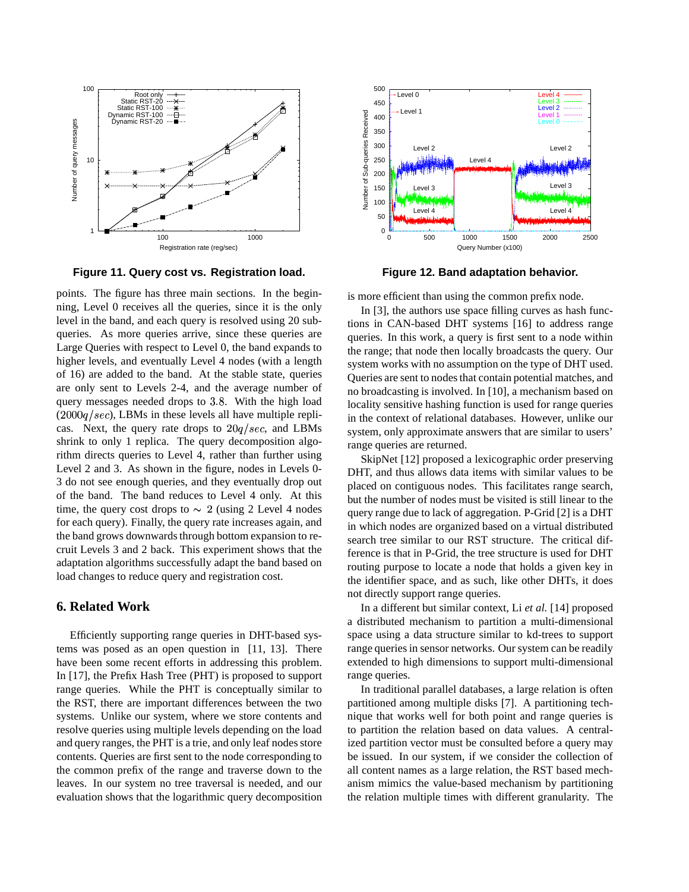**Figure 11. Query cost vs. Registration load.**

**Figure 12. Band adaptation behavior.**

points. The figure has three main sections. In the beginning, Level 0 receives all the queries, since it is the only level in the band, and each query is resolved using 20 sub-queries. As more queries arrive, since these queries are Large Queries with respect to Level 0, the band expands to higher levels, and eventually Level 4 nodes (with a length of 16) are added to the band. At the stable state, queries are only sent to Levels 2-4, and the average number of query messages needed drops to 3.8. With the high load ($2000q/sec$), LBMs in these levels all have multiple replicas. Next, the query rate drops to $20q/sec$, and LBMs shrink to only 1 replica. The query decomposition algorithm directs queries to Level 4, rather than further using Level 2 and 3. As shown in the figure, nodes in Levels 0-3 do not see enough queries, and they eventually drop out of the band. The band reduces to Level 4 only. At this time, the query cost drops to $\sim 2$ (using 2 Level 4 nodes for each query). Finally, the query rate increases again, and the band grows downwards through bottom expansion to recruit Levels 3 and 2 back. This experiment shows that the adaptation algorithms successfully adapt the band based on load changes to reduce query and registration cost.

## 6. Related Work

Efficiently supporting range queries in DHT-based systems was posed as an open question in [11, 13]. There have been some recent efforts in addressing this problem. In [17], the Prefix Hash Tree (PHT) is proposed to support range queries. While the PHT is conceptually similar to the RST, there are important differences between the two systems. Unlike our system, where we store contents and resolve queries using multiple levels depending on the load and query ranges, the PHT is a trie, and only leaf nodes store contents. Queries are first sent to the node corresponding to the common prefix of the range and traverse down to the leaves. In our system no tree traversal is needed, and our evaluation shows that the logarithmic query decomposition is more efficient than using the common prefix node.

In [3], the authors use space filling curves as hash functions in CAN-based DHT systems [16] to address range queries. In this work, a query is first sent to a node within the range; that node then locally broadcasts the query. Our system works with no assumption on the type of DHT used. Queries are sent to nodes that contain potential matches, and no broadcasting is involved. In [10], a mechanism based on locality sensitive hashing function is used for range queries in the context of relational databases. However, unlike our system, only approximate answers that are similar to users' range queries are returned.

SkipNet [12] proposed a lexicographic order preserving DHT, and thus allows data items with similar values to be placed on contiguous nodes. This facilitates range search, but the number of nodes must be visited is still linear to the query range due to lack of aggregation. P-Grid [2] is a DHT in which nodes are organized based on a virtual distributed search tree similar to our RST structure. The critical difference is that in P-Grid, the tree structure is used for DHT routing purpose to locate a node that holds a given key in the identifier space, and as such, like other DHTs, it does not directly support range queries.

In a different but similar context, Li *et al.* [14] proposed a distributed mechanism to partition a multi-dimensional space using a data structure similar to kd-trees to support range queries in sensor networks. Our system can be readily extended to high dimensions to support multi-dimensional range queries.

In traditional parallel databases, a large relation is often partitioned among multiple disks [7]. A partitioning technique that works well for both point and range queries is to partition the relation based on data values. A centralized partition vector must be consulted before a query may be issued. In our system, if we consider the collection of all content names as a large relation, the RST based mechanism mimics the value-based mechanism by partitioning the relation multiple times with different granularity. The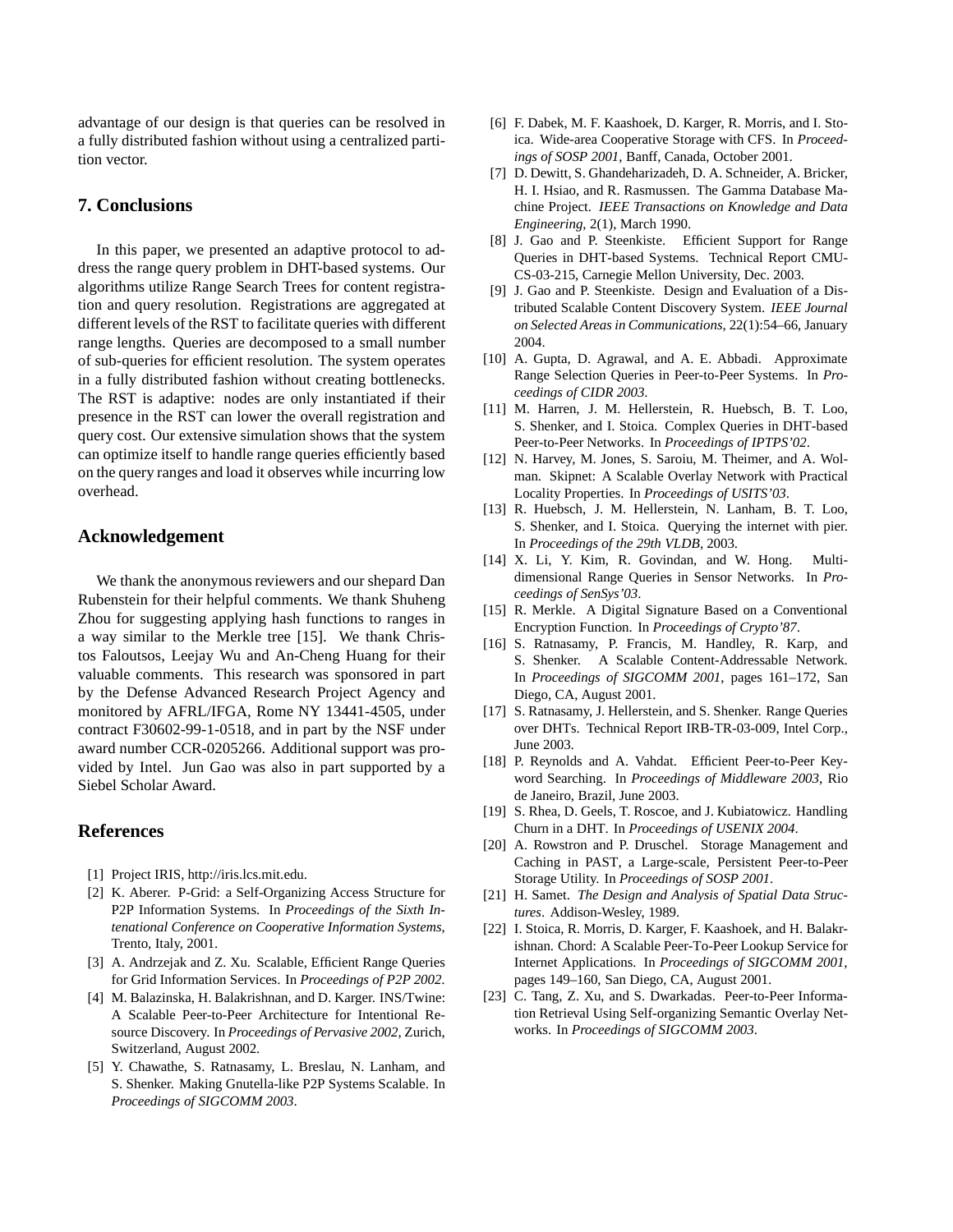advantage of our design is that queries can be resolved in a fully distributed fashion without using a centralized partition vector.

## 7. Conclusions

In this paper, we presented an adaptive protocol to address the range query problem in DHT-based systems. Our algorithms utilize Range Search Trees for content registration and query resolution. Registrations are aggregated at different levels of the RST to facilitate queries with different range lengths. Queries are decomposed to a small number of sub-queries for efficient resolution. The system operates in a fully distributed fashion without creating bottlenecks. The RST is adaptive: nodes are only instantiated if their presence in the RST can lower the overall registration and query cost. Our extensive simulation shows that the system can optimize itself to handle range queries efficiently based on the query ranges and load it observes while incurring low overhead.

## Acknowledgement

We thank the anonymous reviewers and our shepard Dan Rubenstein for their helpful comments. We thank Shuheng Zhou for suggesting applying hash functions to ranges in a way similar to the Merkle tree [15]. We thank Christos Faloutsos, Leejay Wu and An-Cheng Huang for their valuable comments. This research was sponsored in part by the Defense Advanced Research Project Agency and monitored by AFRL/IFGA, Rome NY 13441-4505, under contract F30602-99-1-0518, and in part by the NSF under award number CCR-0205266. Additional support was provided by Intel. Jun Gao was also in part supported by a Siebel Scholar Award.

## References

[1] Project IRIS, http://iris.lcs.mit.edu.

[2] K. Aberer. P-Grid: a Self-Organizing Access Structure for P2P Information Systems. In *Proceedings of the Sixth International Conference on Cooperative Information Systems*, Trento, Italy, 2001.

[3] A. Andrzejak and Z. Xu. Scalable, Efficient Range Queries for Grid Information Services. In *Proceedings of P2P 2002*.

[4] M. Balazinska, H. Balakrishnan, and D. Karger. INS/Twine: A Scalable Peer-to-Peer Architecture for Intentional Resource Discovery. In *Proceedings of Pervasive 2002*, Zurich, Switzerland, August 2002.

[5] Y. Chawathe, S. Ratnasamy, L. Breslau, N. Lanham, and S. Shenker. Making Gnutella-like P2P Systems Scalable. In *Proceedings of SIGCOMM 2003*.

[6] F. Dabek, M. F. Kaashoek, D. Karger, R. Morris, and I. Stoica. Wide-area Cooperative Storage with CFS. In *Proceedings of SOSP 2001*, Banff, Canada, October 2001.

[7] D. Dewitt, S. Ghandeharizadeh, D. A. Schneider, A. Bricker, H. I. Hsiao, and R. Rasmussen. The Gamma Database Machine Project. *IEEE Transactions on Knowledge and Data Engineering*, 2(1), March 1990.

[8] J. Gao and P. Steenkiste. Efficient Support for Range Queries in DHT-based Systems. Technical Report CMU-CS-03-215, Carnegie Mellon University, Dec. 2003.

[9] J. Gao and P. Steenkiste. Design and Evaluation of a Distributed Scalable Content Discovery System. *IEEE Journal on Selected Areas in Communications*, 22(1):54–66, January 2004.

[10] A. Gupta, D. Agrawal, and A. E. Abbadi. Approximate Range Selection Queries in Peer-to-Peer Systems. In *Proceedings of CIDR 2003*.

[11] M. Harren, J. M. Hellerstein, R. Huebsch, B. T. Loo, S. Shenker, and I. Stoica. Complex Queries in DHT-based Peer-to-Peer Networks. In *Proceedings of IPTPS'02*.

[12] N. Harvey, M. Jones, S. Saroiu, M. Theimer, and A. Wolman. Skipnet: A Scalable Overlay Network with Practical Locality Properties. In *Proceedings of USITS'03*.

[13] R. Huebsch, J. M. Hellerstein, N. Lanham, B. T. Loo, S. Shenker, and I. Stoica. Querying the internet with pier. In *Proceedings of the 29th VLDB*, 2003.

[14] X. Li, Y. Kim, R. Govindan, and W. Hong. Multi-dimensional Range Queries in Sensor Networks. In *Proceedings of SenSys'03*.

[15] R. Merkle. A Digital Signature Based on a Conventional Encryption Function. In *Proceedings of Crypto'87*.

[16] S. Ratnasamy, P. Francis, M. Handley, R. Karp, and S. Shenker. A Scalable Content-Addressable Network. In *Proceedings of SIGCOMM 2001*, pages 161–172, San Diego, CA, August 2001.

[17] S. Ratnasamy, J. Hellerstein, and S. Shenker. Range Queries over DHTs. Technical Report IRB-TR-03-009, Intel Corp., June 2003.

[18] P. Reynolds and A. Vahdat. Efficient Peer-to-Peer Keyword Searching. In *Proceedings of Middleware 2003*, Rio de Janeiro, Brazil, June 2003.

[19] S. Rhea, D. Geels, T. Roscoe, and J. Kubiatowicz. Handling Churn in a DHT. In *Proceedings of USENIX 2004*.

[20] A. Rowstron and P. Druschel. Storage Management and Caching in PAST, a Large-scale, Persistent Peer-to-Peer Storage Utility. In *Proceedings of SOSP 2001*.

[21] H. Samet. *The Design and Analysis of Spatial Data Structures*. Addison-Wesley, 1989.

[22] I. Stoica, R. Morris, D. Karger, F. Kaashoek, and H. Balakrishnan. Chord: A Scalable Peer-To-Peer Lookup Service for Internet Applications. In *Proceedings of SIGCOMM 2001*, pages 149–160, San Diego, CA, August 2001.

[23] C. Tang, Z. Xu, and S. Dwarkadas. Peer-to-Peer Information Retrieval Using Self-organizing Semantic Overlay Networks. In *Proceedings of SIGCOMM 2003*.